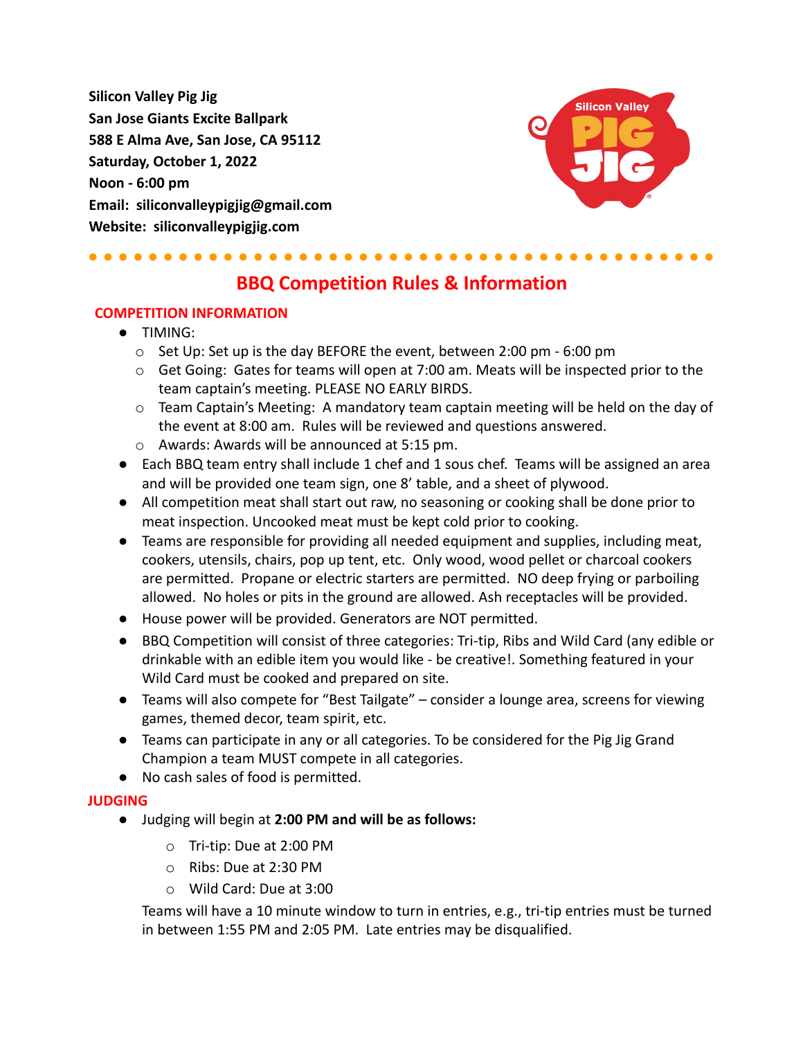**Silicon Valley Pig Jig**
**San Jose Giants Excite Ballpark**
**588 E Alma Ave, San Jose, CA 95112**
**Saturday, October 1, 2022**
**Noon - 6:00 pm**
**Email: siliconvalleypigjig@gmail.com**
**Website: siliconvalleypigjig.com**

# BBQ Competition Rules & Information

## COMPETITION INFORMATION

- TIMING:
  - Set Up: Set up is the day BEFORE the event, between 2:00 pm - 6:00 pm
  - Get Going: Gates for teams will open at 7:00 am. Meats will be inspected prior to the team captain's meeting. PLEASE NO EARLY BIRDS.
  - Team Captain's Meeting: A mandatory team captain meeting will be held on the day of the event at 8:00 am. Rules will be reviewed and questions answered.
  - Awards: Awards will be announced at 5:15 pm.
- Each BBQ team entry shall include 1 chef and 1 sous chef. Teams will be assigned an area and will be provided one team sign, one 8' table, and a sheet of plywood.
- All competition meat shall start out raw, no seasoning or cooking shall be done prior to meat inspection. Uncooked meat must be kept cold prior to cooking.
- Teams are responsible for providing all needed equipment and supplies, including meat, cookers, utensils, chairs, pop up tent, etc. Only wood, wood pellet or charcoal cookers are permitted. Propane or electric starters are permitted. NO deep frying or parboiling allowed. No holes or pits in the ground are allowed. Ash receptacles will be provided.
- House power will be provided. Generators are NOT permitted.
- BBQ Competition will consist of three categories: Tri-tip, Ribs and Wild Card (any edible or drinkable with an edible item you would like - be creative!. Something featured in your Wild Card must be cooked and prepared on site.
- Teams will also compete for "Best Tailgate" – consider a lounge area, screens for viewing games, themed decor, team spirit, etc.
- Teams can participate in any or all categories. To be considered for the Pig Jig Grand Champion a team MUST compete in all categories.
- No cash sales of food is permitted.

## JUDGING

- Judging will begin at **2:00 PM and will be as follows:**
  - Tri-tip: Due at 2:00 PM
  - Ribs: Due at 2:30 PM
  - Wild Card: Due at 3:00

  Teams will have a 10 minute window to turn in entries, e.g., tri-tip entries must be turned in between 1:55 PM and 2:05 PM. Late entries may be disqualified.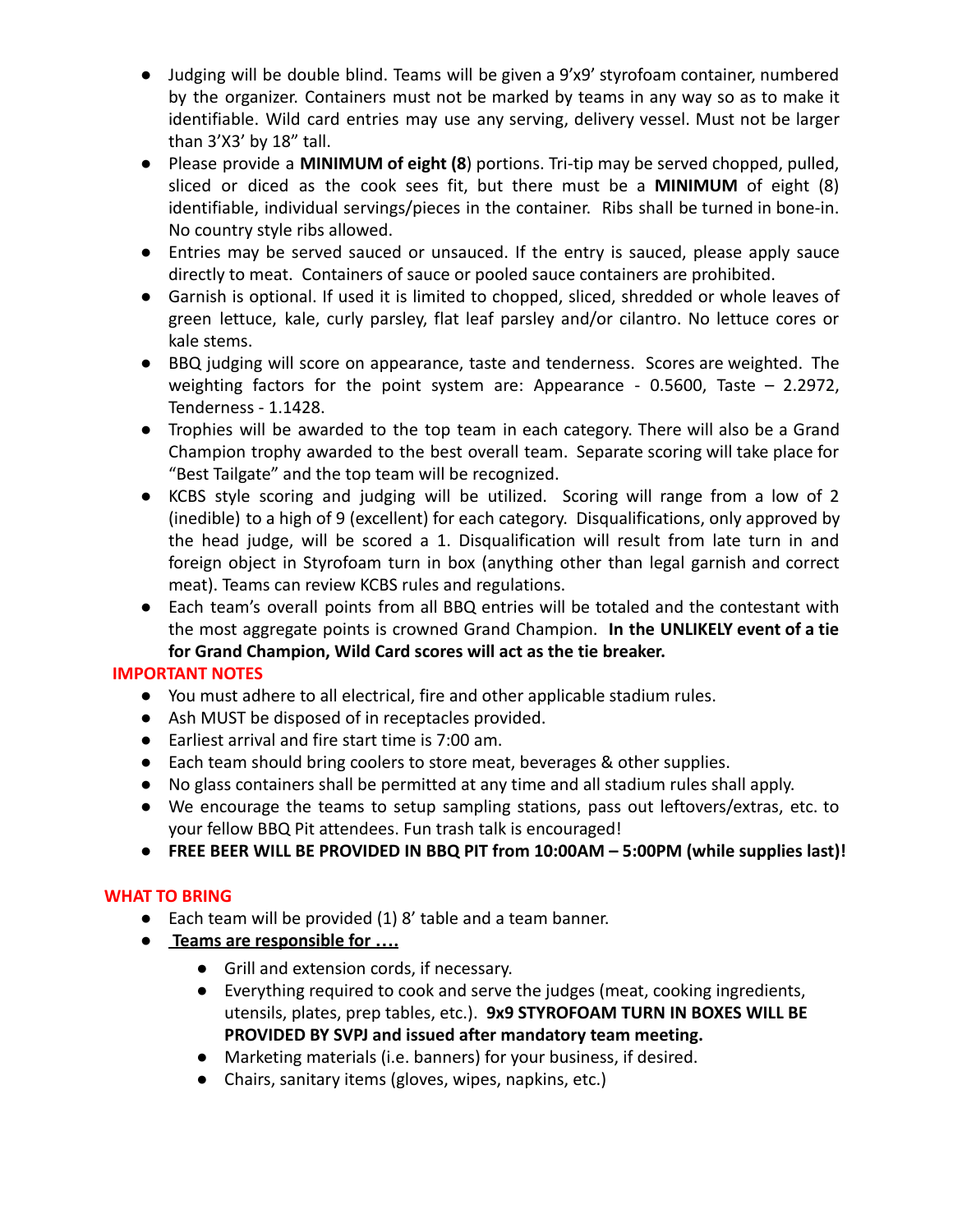- Judging will be double blind. Teams will be given a 9'x9' styrofoam container, numbered by the organizer. Containers must not be marked by teams in any way so as to make it identifiable. Wild card entries may use any serving, delivery vessel. Must not be larger than 3'X3' by 18" tall.
- Please provide a **MINIMUM of eight (8**) portions. Tri-tip may be served chopped, pulled, sliced or diced as the cook sees fit, but there must be a **MINIMUM** of eight (8) identifiable, individual servings/pieces in the container. Ribs shall be turned in bone-in. No country style ribs allowed.
- Entries may be served sauced or unsauced. If the entry is sauced, please apply sauce directly to meat. Containers of sauce or pooled sauce containers are prohibited.
- Garnish is optional. If used it is limited to chopped, sliced, shredded or whole leaves of green lettuce, kale, curly parsley, flat leaf parsley and/or cilantro. No lettuce cores or kale stems.
- BBQ judging will score on appearance, taste and tenderness. Scores are weighted. The weighting factors for the point system are: Appearance - 0.5600, Taste – 2.2972, Tenderness - 1.1428.
- Trophies will be awarded to the top team in each category. There will also be a Grand Champion trophy awarded to the best overall team. Separate scoring will take place for "Best Tailgate" and the top team will be recognized.
- KCBS style scoring and judging will be utilized. Scoring will range from a low of 2 (inedible) to a high of 9 (excellent) for each category. Disqualifications, only approved by the head judge, will be scored a 1. Disqualification will result from late turn in and foreign object in Styrofoam turn in box (anything other than legal garnish and correct meat). Teams can review KCBS rules and regulations.
- Each team's overall points from all BBQ entries will be totaled and the contestant with the most aggregate points is crowned Grand Champion. **In the UNLIKELY event of a tie for Grand Champion, Wild Card scores will act as the tie breaker.**

## IMPORTANT NOTES

- You must adhere to all electrical, fire and other applicable stadium rules.
- Ash MUST be disposed of in receptacles provided.
- Earliest arrival and fire start time is 7:00 am.
- Each team should bring coolers to store meat, beverages & other supplies.
- No glass containers shall be permitted at any time and all stadium rules shall apply.
- We encourage the teams to setup sampling stations, pass out leftovers/extras, etc. to your fellow BBQ Pit attendees. Fun trash talk is encouraged!
- **FREE BEER WILL BE PROVIDED IN BBQ PIT from 10:00AM – 5:00PM (while supplies last)!**

## WHAT TO BRING

- Each team will be provided (1) 8' table and a team banner.
- **Teams are responsible for ….**
    - Grill and extension cords, if necessary.
    - Everything required to cook and serve the judges (meat, cooking ingredients, utensils, plates, prep tables, etc.). **9x9 STYROFOAM TURN IN BOXES WILL BE PROVIDED BY SVPJ and issued after mandatory team meeting.**
    - Marketing materials (i.e. banners) for your business, if desired.
    - Chairs, sanitary items (gloves, wipes, napkins, etc.)